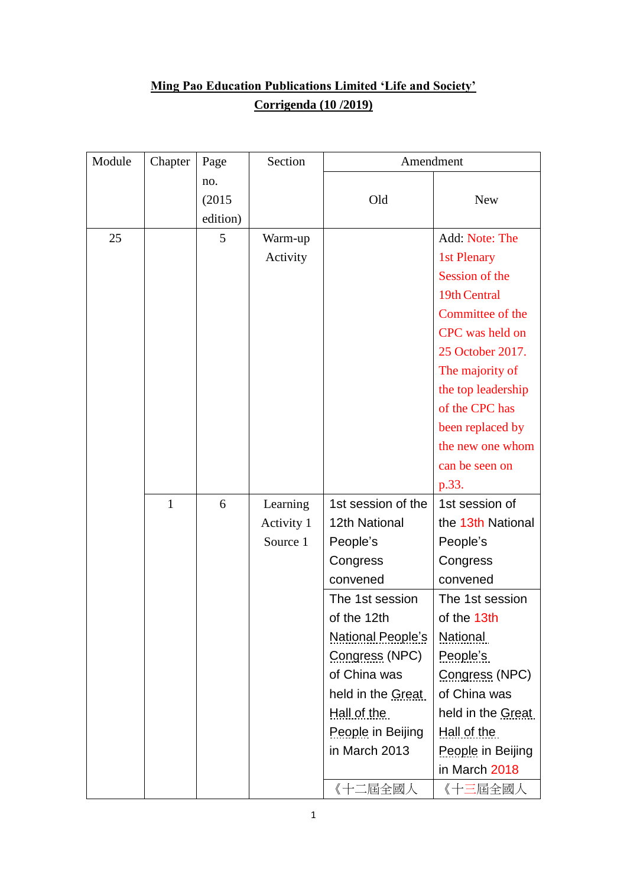**Ming Pao Education Publications Limited 'Life and Society'**

**Corrigenda (10 /2019)**

| Module | Chapter | Page no. (2015 edition) | Section | Amendment | |
|---|---|---|---|---|---|
| | | | | Old | New |
| 25 | | 5 | Warm-up Activity | | Add: Note: The 1st Plenary Session of the 19th Central Committee of the CPC was held on 25 October 2017. The majority of the top leadership of the CPC has been replaced by the new one whom can be seen on p.33. |
| | 1 | 6 | Learning Activity 1 Source 1 | 1st session of the 12th National People's Congress convened | 1st session of the 13th National People's Congress convened |
| | | | | The 1st session of the 12th National People's Congress (NPC) of China was held in the Great Hall of the People in Beijing in March 2013 | The 1st session of the 13th National People's Congress (NPC) of China was held in the Great Hall of the People in Beijing in March 2018 |
| | | | | 《十二屆全國人 | 《十三屆全國人 |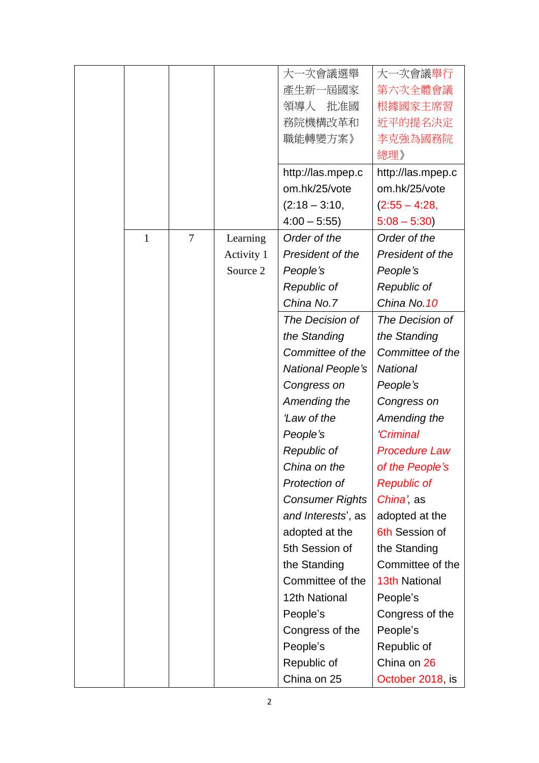| | | | | |
|---|---|---|---|---|
| | | | 大一次會議選舉產生新一屆國家領導人　批准國務院機構改革和職能轉變方案》 | 大一次會議舉行第六次全體會議根據國家主席習近平的提名決定李克強為國務院總理》 |
| | | | http://las.mpep.com.hk/25/vote (2:18 – 3:10, 4:00 – 5:55) | http://las.mpep.com.hk/25/vote (2:55 – 4:28, 5:08 – 5:30) |
| 1 | 7 | Learning Activity 1 Source 2 | *Order of the President of the People's Republic of China No.7* | *Order of the President of the People's Republic of China No.10* |
| | | | *The Decision of the Standing Committee of the National People's Congress on Amending the 'Law of the People's Republic of China on the Protection of Consumer Rights and Interests'*, as adopted at the 5th Session of the Standing Committee of the 12th National People's Congress of the People's Republic of China on 25 | *The Decision of the Standing Committee of the National People's Congress on Amending the 'Criminal Procedure Law of the People's Republic of China'*, as adopted at the 6th Session of the Standing Committee of the 13th National People's Congress of the People's Republic of China on 26 October 2018, is |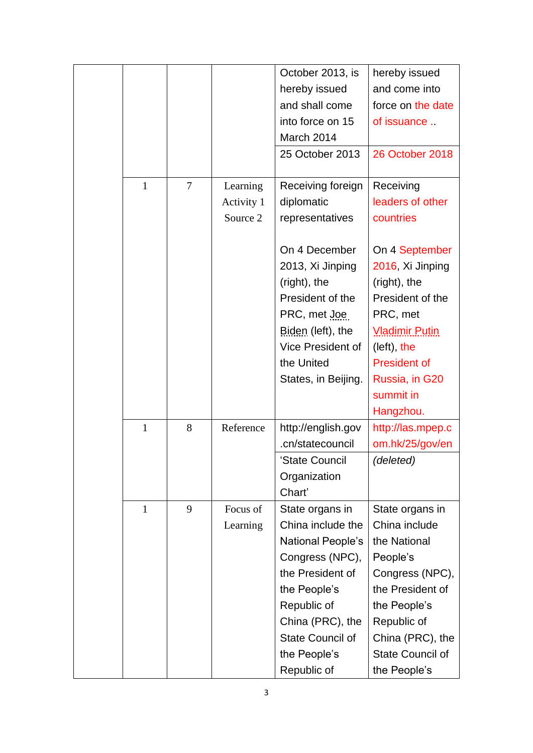| | | | | | |
|---|---|---|---|---|---|
| | | | | October 2013, is hereby issued and shall come into force on 15 March 2014 | hereby issued and come into force on the date of issuance .. |
| | | | | 25 October 2013 | 26 October 2018 |
| | 1 | 7 | Learning Activity 1 Source 2 | Receiving foreign diplomatic representatives<br><br>On 4 December 2013, Xi Jinping (right), the President of the PRC, met Joe Biden (left), the Vice President of the United States, in Beijing. | Receiving leaders of other countries<br><br>On 4 September 2016, Xi Jinping (right), the President of the PRC, met Vladimir Putin (left), the President of Russia, in G20 summit in Hangzhou. |
| | 1 | 8 | Reference | http://english.gov.cn/statecouncil | http://las.mpep.com.hk/25/gov/en |
| | | | | 'State Council Organization Chart' | *(deleted)* |
| | 1 | 9 | Focus of Learning | State organs in China include the National People's Congress (NPC), the President of the People's Republic of China (PRC), the State Council of the People's Republic of | State organs in China include the National People's Congress (NPC), the President of the People's Republic of China (PRC), the State Council of the People's |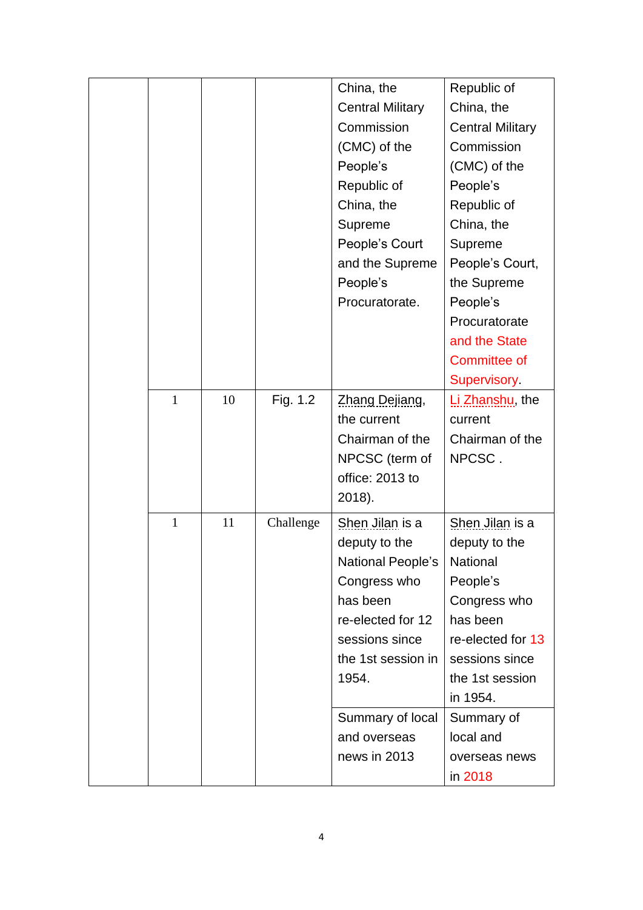|  |  |  |  | China, the Central Military Commission (CMC) of the People's Republic of China, the Supreme People's Court and the Supreme People's Procuratorate. | Republic of China, the Central Military Commission (CMC) of the People's Republic of China, the Supreme People's Court, the Supreme People's Procuratorate and the State Committee of Supervisory. |
|---|---|---|---|---|---|
|  | 1 | 10 | Fig. 1.2 | Zhang Dejiang, the current Chairman of the NPCSC (term of office: 2013 to 2018). | Li Zhanshu, the current Chairman of the NPCSC . |
|  | 1 | 11 | Challenge | Shen Jilan is a deputy to the National People's Congress who has been re-elected for 12 sessions since the 1st session in 1954. | Shen Jilan is a deputy to the National People's Congress who has been re-elected for 13 sessions since the 1st session in 1954. |
|  |  |  |  | Summary of local and overseas news in 2013 | Summary of local and overseas news in 2018 |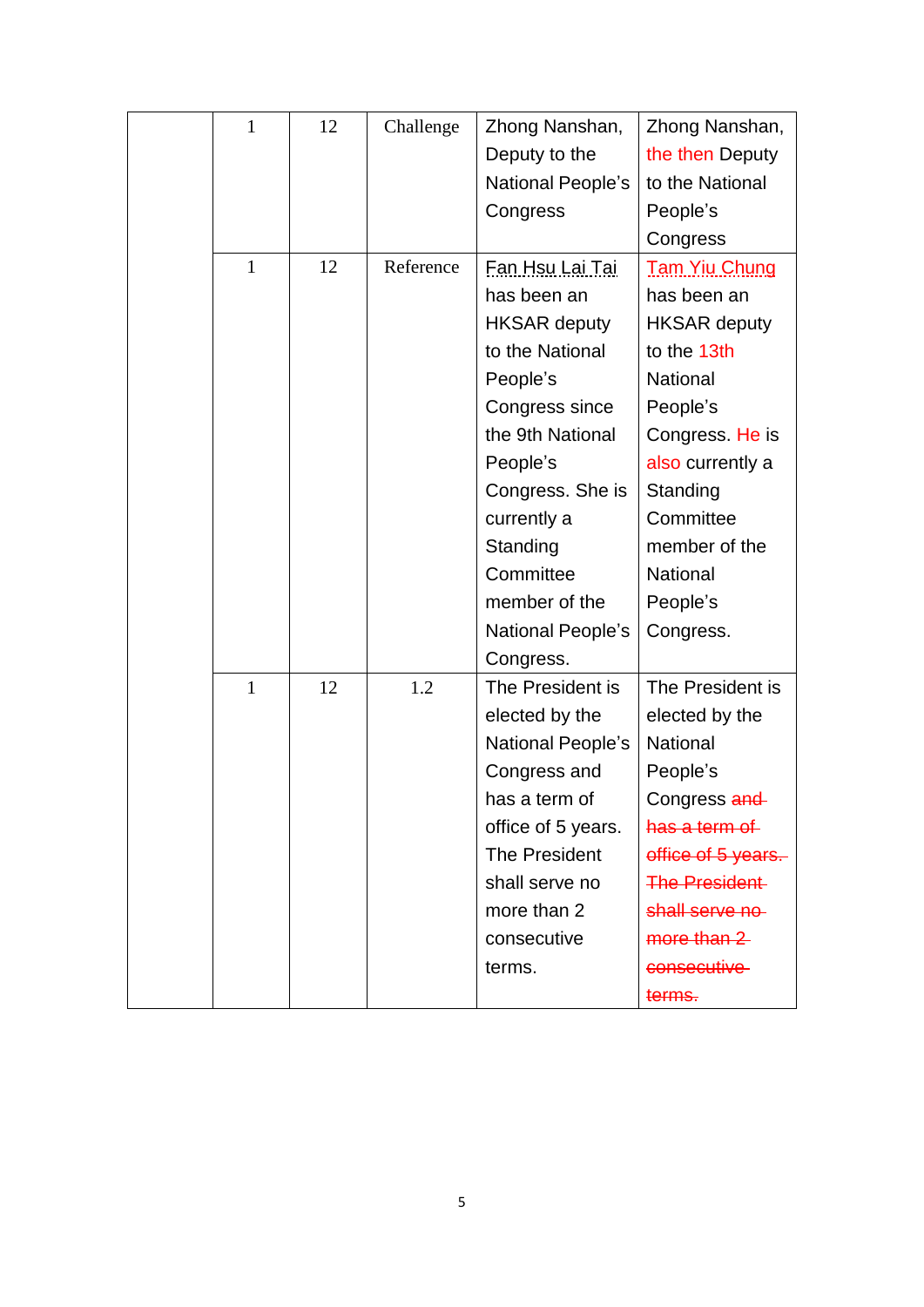| | 1 | 12 | Challenge | Zhong Nanshan, Deputy to the National People's Congress | Zhong Nanshan, the then Deputy to the National People's Congress |
|---|---|---|---|---|---|
| | 1 | 12 | Reference | Fan Hsu Lai Tai has been an HKSAR deputy to the National People's Congress since the 9th National People's Congress. She is currently a Standing Committee member of the National People's Congress. | Tam Yiu Chung has been an HKSAR deputy to the 13th National People's Congress. He is also currently a Standing Committee member of the National People's Congress. |
| | 1 | 12 | 1.2 | The President is elected by the National People's Congress and has a term of office of 5 years. The President shall serve no more than 2 consecutive terms. | The President is elected by the National People's Congress ~~and has a term of office of 5 years. The President shall serve no more than 2 consecutive terms.~~ |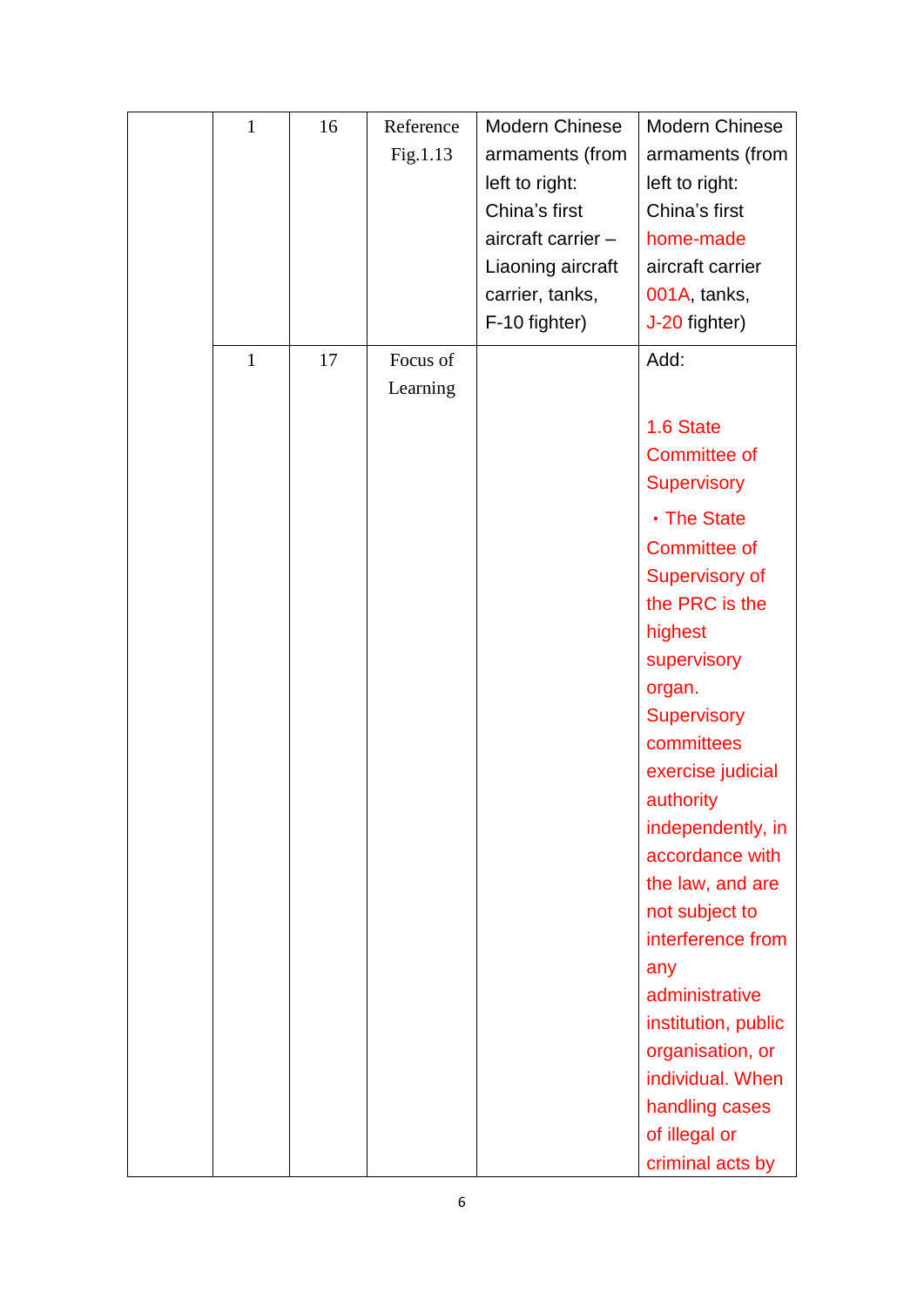|  | 1 | 16 | Reference Fig.1.13 | Modern Chinese armaments (from left to right: China's first aircraft carrier – Liaoning aircraft carrier, tanks, F-10 fighter) | Modern Chinese armaments (from left to right: China's first home-made aircraft carrier 001A, tanks, J-20 fighter) |
|---|---|---|---|---|---|
|  | 1 | 17 | Focus of Learning |  | Add:<br><br>1.6 State Committee of Supervisory<br><br>・The State Committee of Supervisory of the PRC is the highest supervisory organ. Supervisory committees exercise judicial authority independently, in accordance with the law, and are not subject to interference from any administrative institution, public organisation, or individual. When handling cases of illegal or criminal acts by |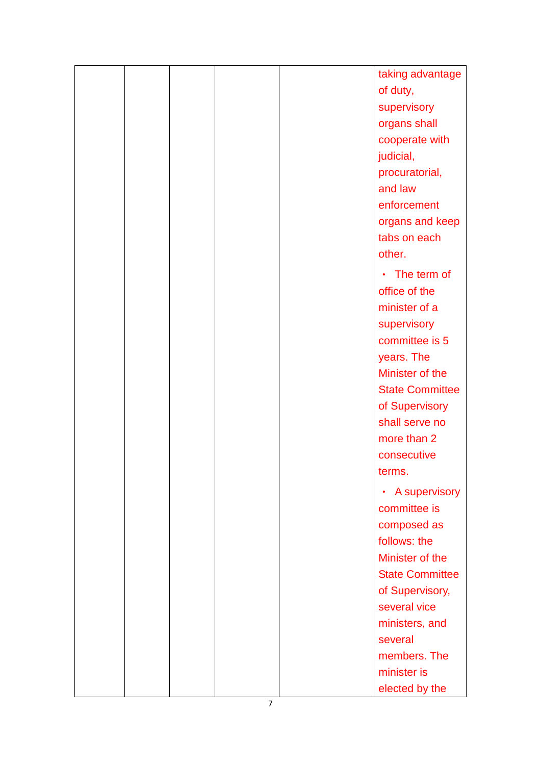| | | | | | |
|---|---|---|---|---|---|
| | | | | | taking advantage of duty, supervisory organs shall cooperate with judicial, procuratorial, and law enforcement organs and keep tabs on each other.<br>• The term of office of the minister of a supervisory committee is 5 years. The Minister of the State Committee of Supervisory shall serve no more than 2 consecutive terms.<br>• A supervisory committee is composed as follows: the Minister of the State Committee of Supervisory, several vice ministers, and several members. The minister is elected by the |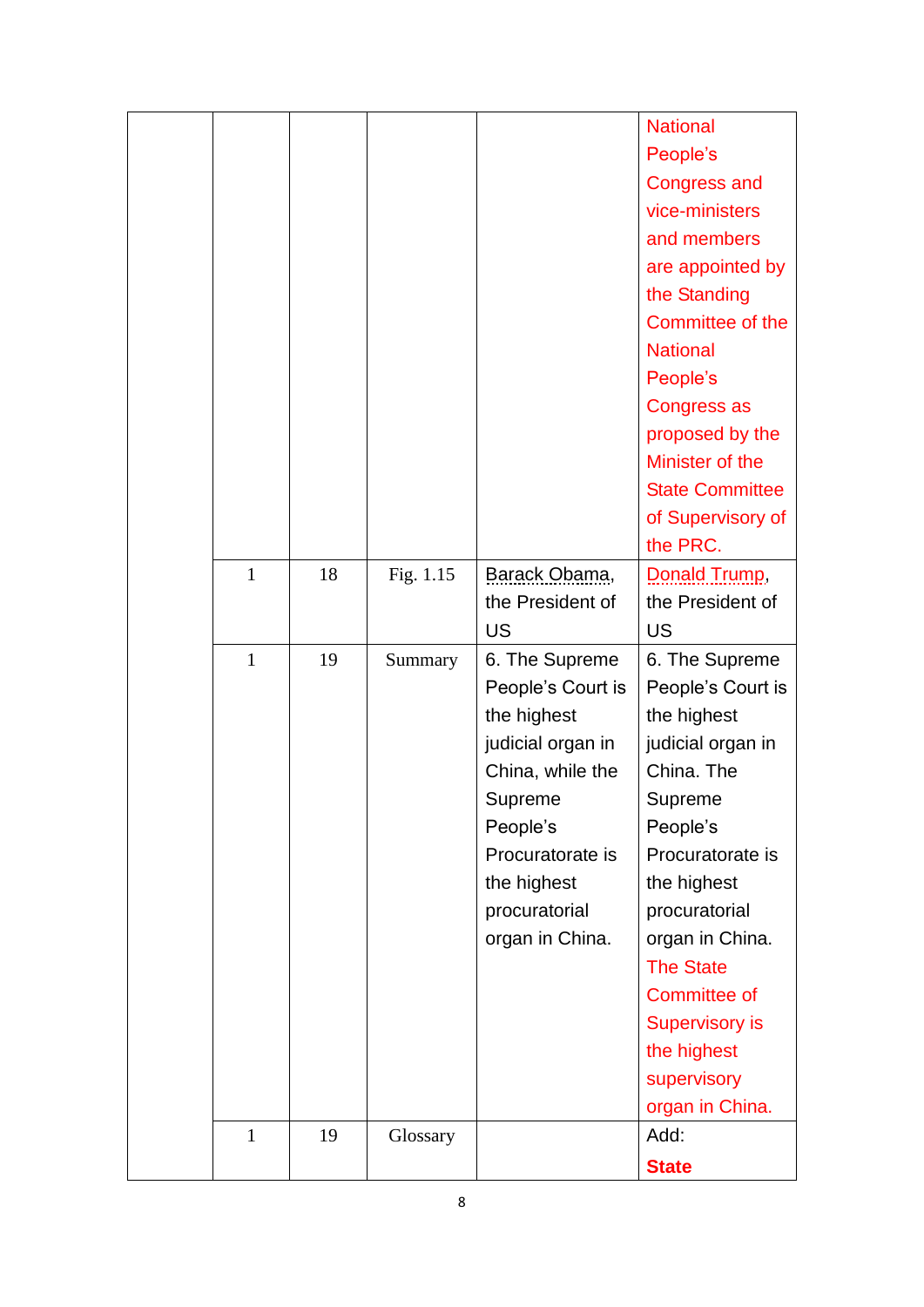|  |  |  |  |  | National People's Congress and vice-ministers and members are appointed by the Standing Committee of the National People's Congress as proposed by the Minister of the State Committee of Supervisory of the PRC. |
|---|---|---|---|---|---|
|  | 1 | 18 | Fig. 1.15 | Barack Obama, the President of US | Donald Trump, the President of US |
|  | 1 | 19 | Summary | 6. The Supreme People's Court is the highest judicial organ in China, while the Supreme People's Procuratorate is the highest procuratorial organ in China. | 6. The Supreme People's Court is the highest judicial organ in China. The Supreme People's Procuratorate is the highest procuratorial organ in China. The State Committee of Supervisory is the highest supervisory organ in China. |
|  | 1 | 19 | Glossary |  | Add: **State** |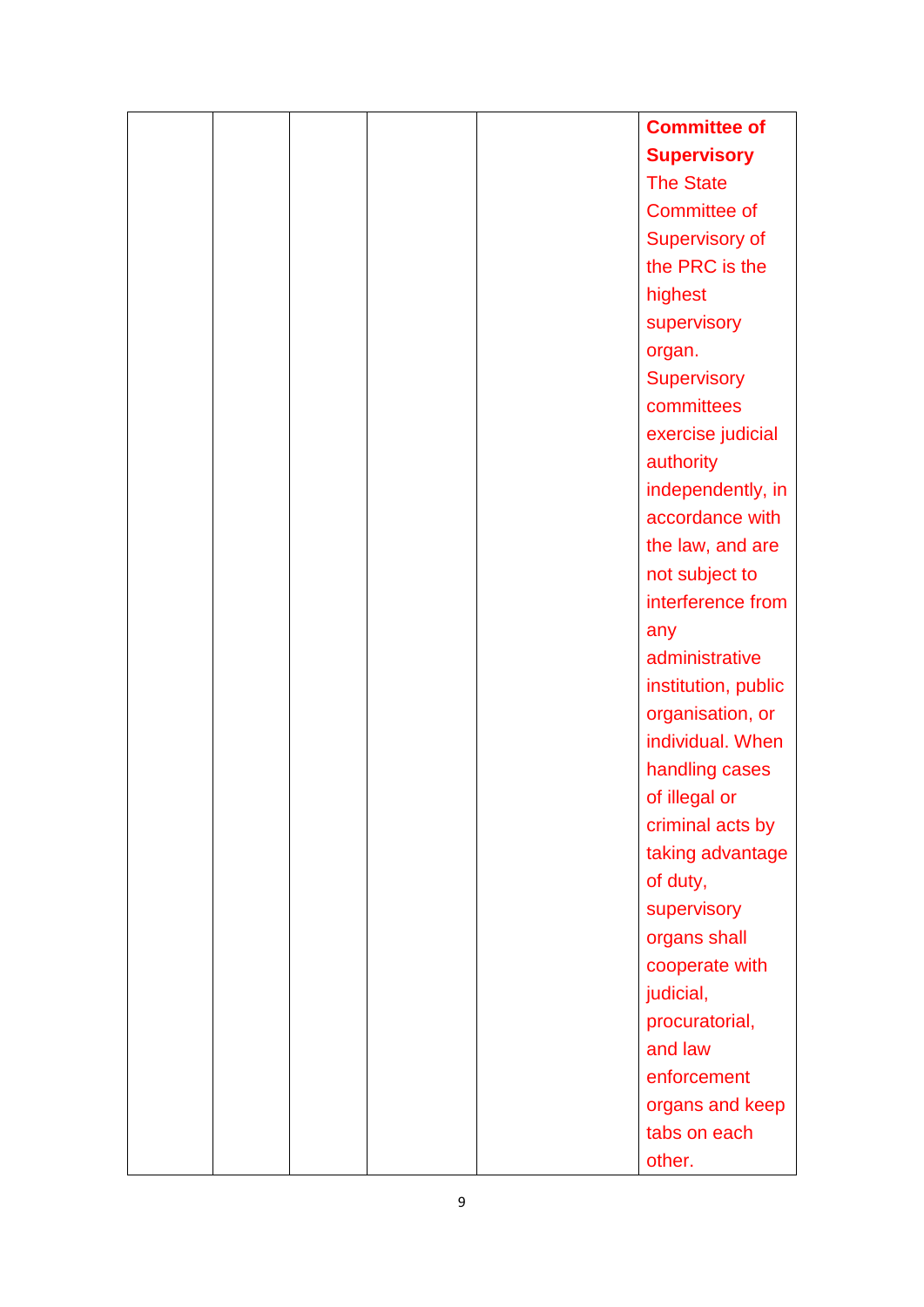| | | | | | |
|---|---|---|---|---|---|
| | | | | | **Committee of Supervisory** The State Committee of Supervisory of the PRC is the highest supervisory organ. Supervisory committees exercise judicial authority independently, in accordance with the law, and are not subject to interference from any administrative institution, public organisation, or individual. When handling cases of illegal or criminal acts by taking advantage of duty, supervisory organs shall cooperate with judicial, procuratorial, and law enforcement organs and keep tabs on each other. |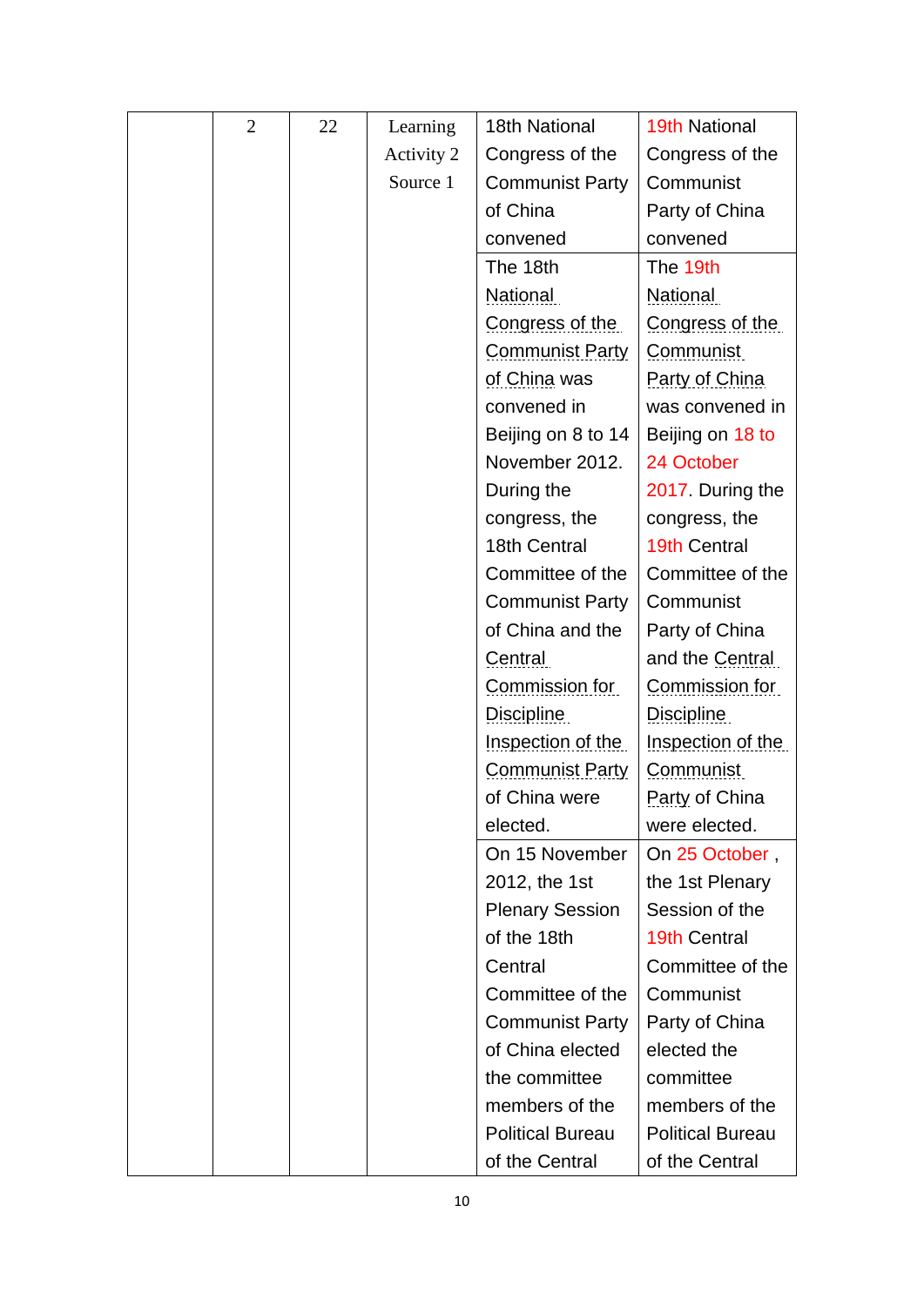| | 2 | 22 | Learning Activity 2 Source 1 | 18th National Congress of the Communist Party of China convened | 19th National Congress of the Communist Party of China convened |
|---|---|---|---|---|---|
| | | | | The 18th National Congress of the Communist Party of China was convened in Beijing on 8 to 14 November 2012. During the congress, the 18th Central Committee of the Communist Party of China and the Central Commission for Discipline Inspection of the Communist Party of China were elected. | The 19th National Congress of the Communist Party of China was convened in Beijing on 18 to 24 October 2017. During the congress, the 19th Central Committee of the Communist Party of China and the Central Commission for Discipline Inspection of the Communist Party of China were elected. |
| | | | | On 15 November 2012, the 1st Plenary Session of the 18th Central Committee of the Communist Party of China elected the committee members of the Political Bureau of the Central | On 25 October , the 1st Plenary Session of the 19th Central Committee of the Communist Party of China elected the committee members of the Political Bureau of the Central |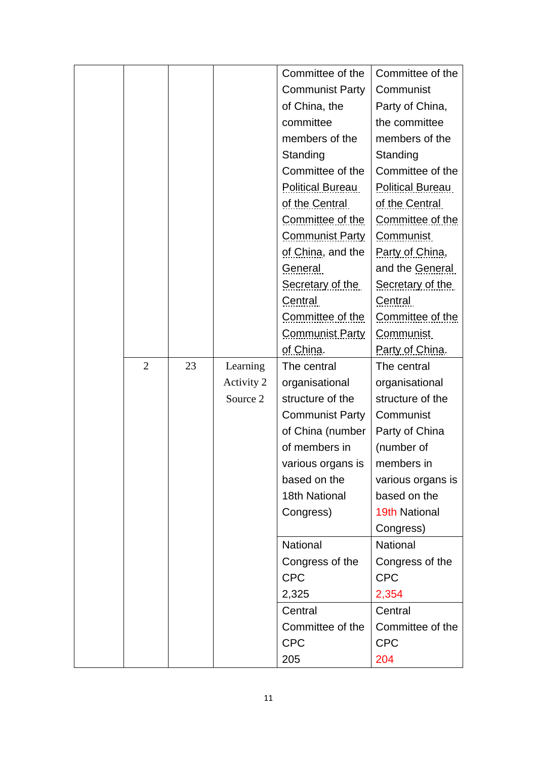| | | | | | |
|---|---|---|---|---|---|
| | | | | Committee of the Communist Party of China, the committee members of the Standing Committee of the Political Bureau of the Central Committee of the Communist Party of China, and the General Secretary of the Central Committee of the Communist Party of China. | Committee of the Communist Party of China, the committee members of the Standing Committee of the Political Bureau of the Central Committee of the Communist Party of China, and the General Secretary of the Central Committee of the Communist Party of China. |
| | 2 | 23 | Learning Activity 2 Source 2 | The central organisational structure of the Communist Party of China (number of members in various organs is based on the 18th National Congress) | The central organisational structure of the Communist Party of China (number of members in various organs is based on the 19th National Congress) |
| | | | | National Congress of the CPC 2,325 | National Congress of the CPC 2,354 |
| | | | | Central Committee of the CPC 205 | Central Committee of the CPC 204 |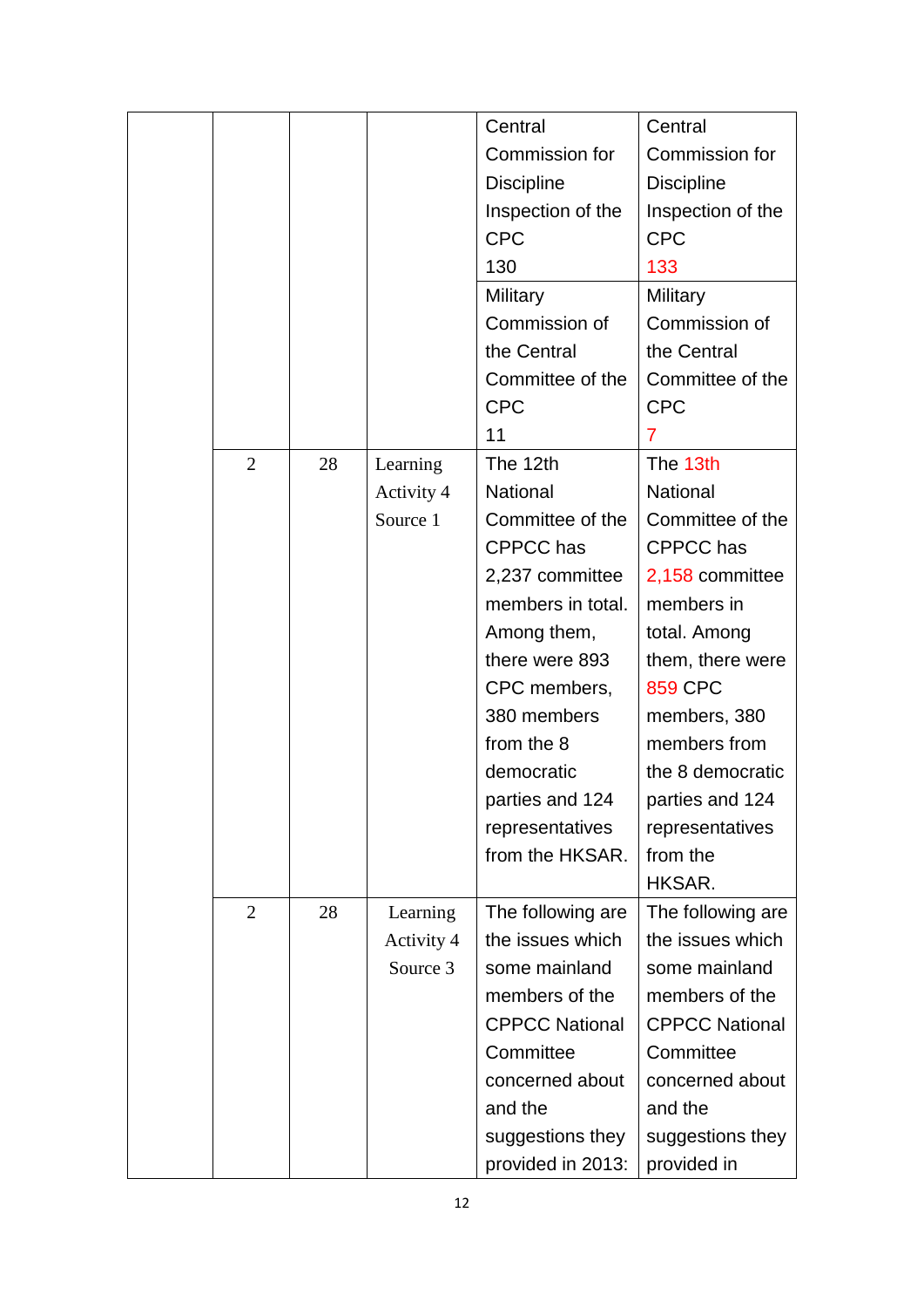| | | | | |
|---|---|---|---|---|
| | | | Central Commission for Discipline Inspection of the CPC 130 | Central Commission for Discipline Inspection of the CPC 133 |
| | | | Military Commission of the Central Committee of the CPC 11 | Military Commission of the Central Committee of the CPC 7 |
| 2 | 28 | Learning Activity 4 Source 1 | The 12th National Committee of the CPPCC has 2,237 committee members in total. Among them, there were 893 CPC members, 380 members from the 8 democratic parties and 124 representatives from the HKSAR. | The 13th National Committee of the CPPCC has 2,158 committee members in total. Among them, there were 859 CPC members, 380 members from the 8 democratic parties and 124 representatives from the HKSAR. |
| 2 | 28 | Learning Activity 4 Source 3 | The following are the issues which some mainland members of the CPPCC National Committee concerned about and the suggestions they provided in 2013: | The following are the issues which some mainland members of the CPPCC National Committee concerned about and the suggestions they provided in |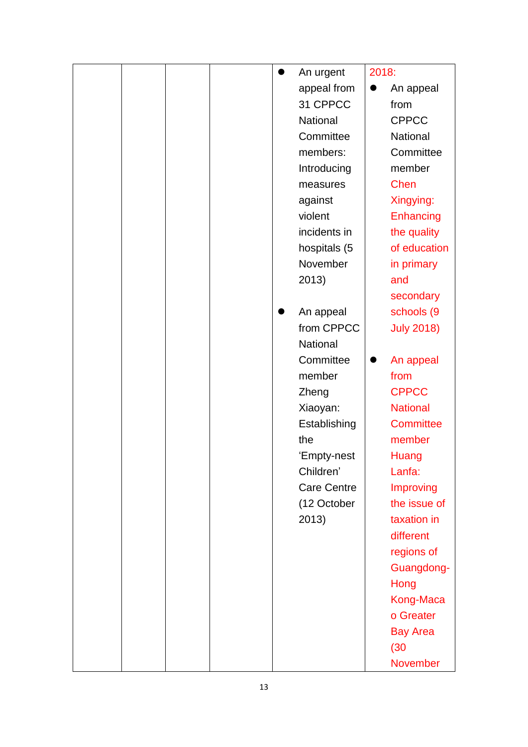|  |  |  |  | <ul><li>An urgent appeal from 31 CPPCC National Committee members: Introducing measures against violent incidents in hospitals (5 November 2013)</li><li>An appeal from CPPCC National Committee member Zheng Xiaoyan: Establishing the 'Empty-nest Children' Care Centre (12 October 2013)</li></ul> | 2018:<ul><li>An appeal from CPPCC National Committee member Chen Xingying: Enhancing the quality of education in primary and secondary schools (9 July 2018)</li><li>An appeal from CPPCC National Committee member Huang Lanfa: Improving the issue of taxation in different regions of Guangdong-Hong Kong-Macao Greater Bay Area (30 November</li></ul> |
|---|---|---|---|---|---|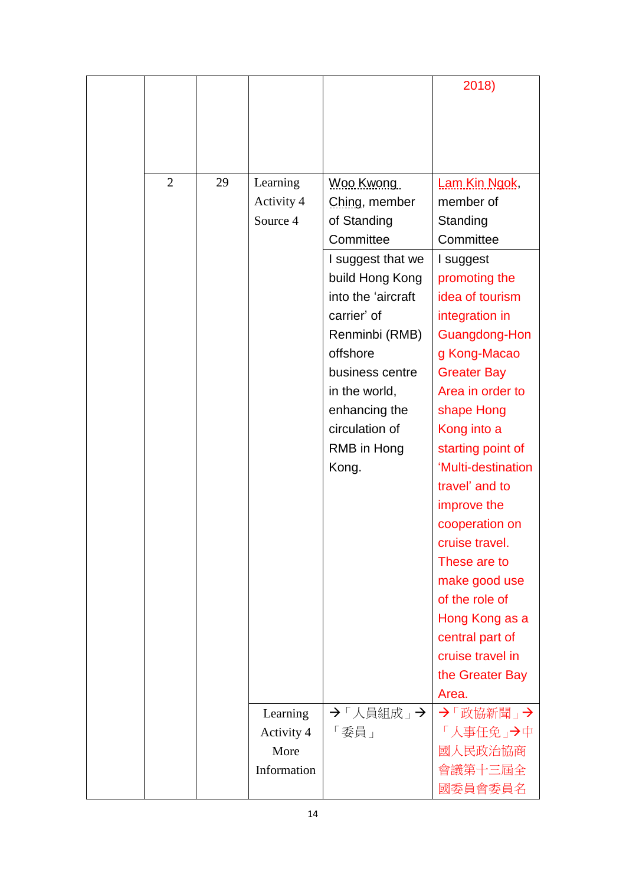|  |  |  |  |  |  |
|---|---|---|---|---|---|
|  |  |  |  |  | 2018) |
|  | 2 | 29 | Learning Activity 4 Source 4 | Woo Kwong Ching, member of Standing Committee | Lam Kin Ngok, member of Standing Committee |
|  |  |  |  | I suggest that we build Hong Kong into the 'aircraft carrier' of Renminbi (RMB) offshore business centre in the world, enhancing the circulation of RMB in Hong Kong. | I suggest promoting the idea of tourism integration in Guangdong-Hong Kong-Macao Greater Bay Area in order to shape Hong Kong into a starting point of 'Multi-destination travel' and to improve the cooperation on cruise travel. These are to make good use of the role of Hong Kong as a central part of cruise travel in the Greater Bay Area. |
|  |  |  | Learning Activity 4 More Information | →「人員組成」→「委員」 | →「政協新聞」→「人事任免」→中國人民政治協商會議第十三屆全國委員會委員名 |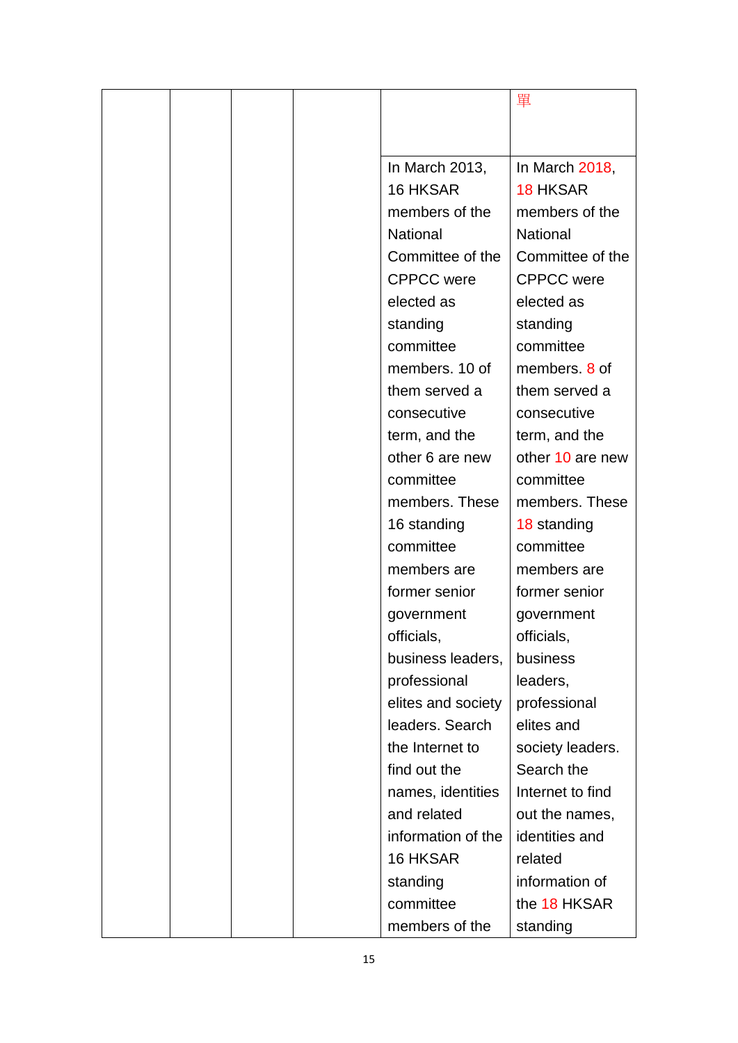|  |  |  |  |  | 單 |
|---|---|---|---|---|---|
|  |  |  |  | In March 2013, 16 HKSAR members of the National Committee of the CPPCC were elected as standing committee members. 10 of them served a consecutive term, and the other 6 are new committee members. These 16 standing committee members are former senior government officials, business leaders, professional elites and society leaders. Search the Internet to find out the names, identities and related information of the 16 HKSAR standing committee members of the | In March 2018, 18 HKSAR members of the National Committee of the CPPCC were elected as standing committee members. 8 of them served a consecutive term, and the other 10 are new committee members. These 18 standing committee members are former senior government officials, business leaders, professional elites and society leaders. Search the Internet to find out the names, identities and related information of the 18 HKSAR standing |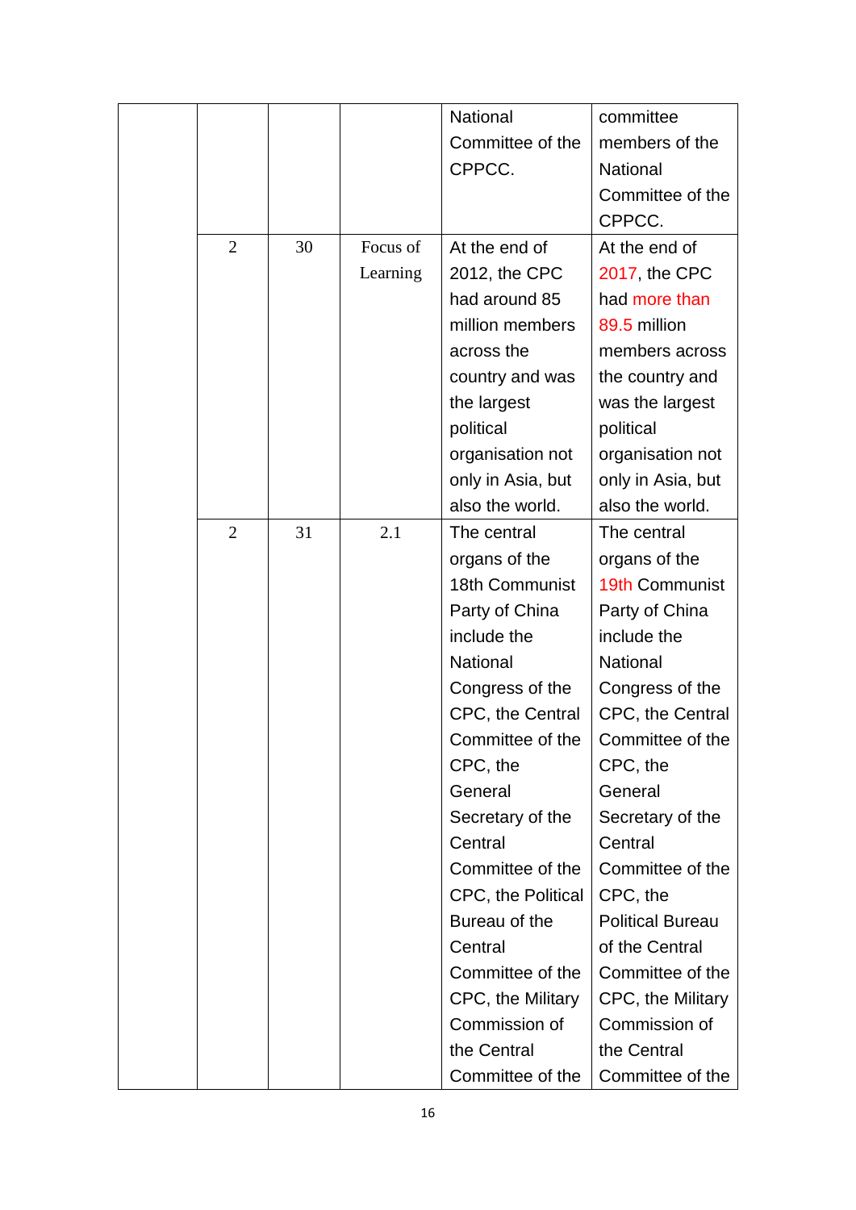|  |  |  |  | National Committee of the CPPCC. | committee members of the National Committee of the CPPCC. |
|---|---|---|---|---|---|
|  | 2 | 30 | Focus of Learning | At the end of 2012, the CPC had around 85 million members across the country and was the largest political organisation not only in Asia, but also the world. | At the end of 2017, the CPC had more than 89.5 million members across the country and was the largest political organisation not only in Asia, but also the world. |
|  | 2 | 31 | 2.1 | The central organs of the 18th Communist Party of China include the National Congress of the CPC, the Central Committee of the CPC, the General Secretary of the Central Committee of the CPC, the Political Bureau of the Central Committee of the CPC, the Military Commission of the Central Committee of the | The central organs of the 19th Communist Party of China include the National Congress of the CPC, the Central Committee of the CPC, the General Secretary of the Central Committee of the CPC, the Political Bureau of the Central Committee of the CPC, the Military Commission of the Central Committee of the |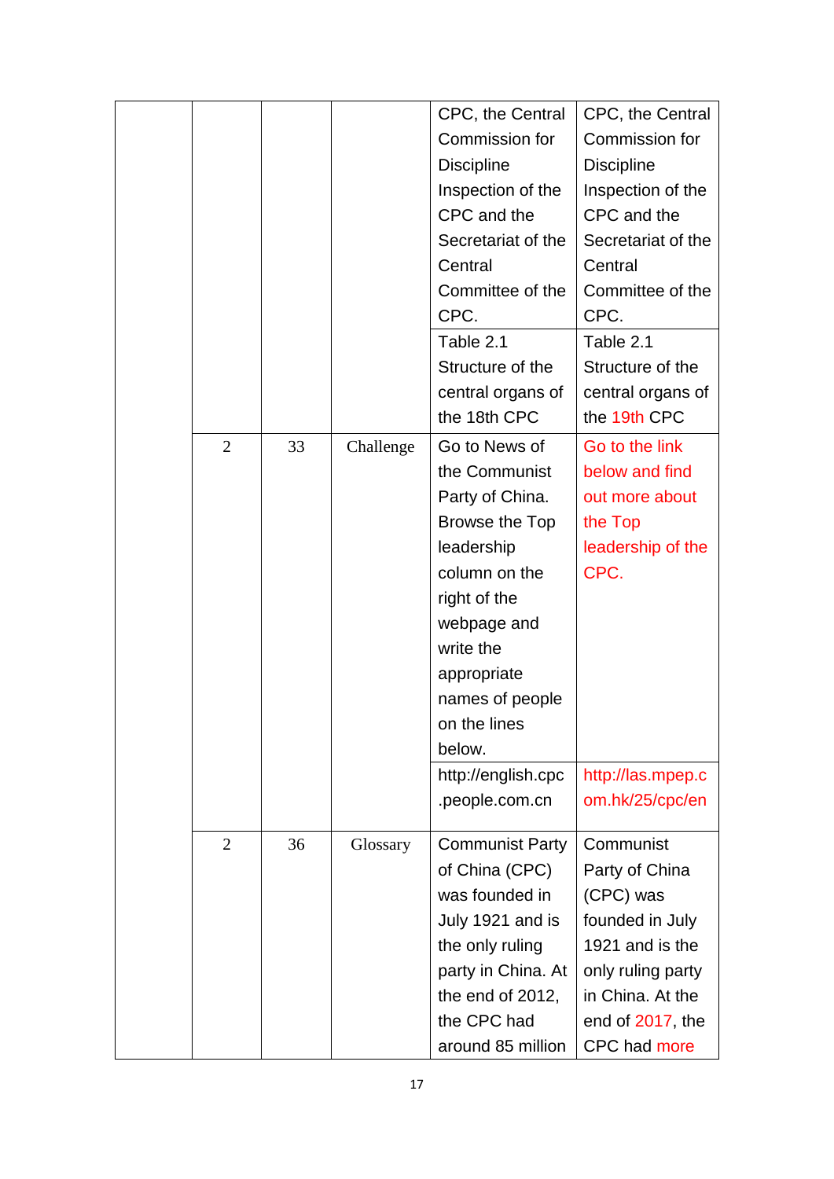| | | | | |
|---|---|---|---|---|
| | | | CPC, the Central Commission for Discipline Inspection of the CPC and the Secretariat of the Central Committee of the CPC. | CPC, the Central Commission for Discipline Inspection of the CPC and the Secretariat of the Central Committee of the CPC. |
| | | | Table 2.1 Structure of the central organs of the 18th CPC | Table 2.1 Structure of the central organs of the 19th CPC |
| 2 | 33 | Challenge | Go to News of the Communist Party of China. Browse the Top leadership column on the right of the webpage and write the appropriate names of people on the lines below. | Go to the link below and find out more about the Top leadership of the CPC. |
| | | | http://english.cpc.people.com.cn | http://las.mpep.com.hk/25/cpc/en |
| 2 | 36 | Glossary | Communist Party of China (CPC) was founded in July 1921 and is the only ruling party in China. At the end of 2012, the CPC had around 85 million | Communist Party of China (CPC) was founded in July 1921 and is the only ruling party in China. At the end of 2017, the CPC had more |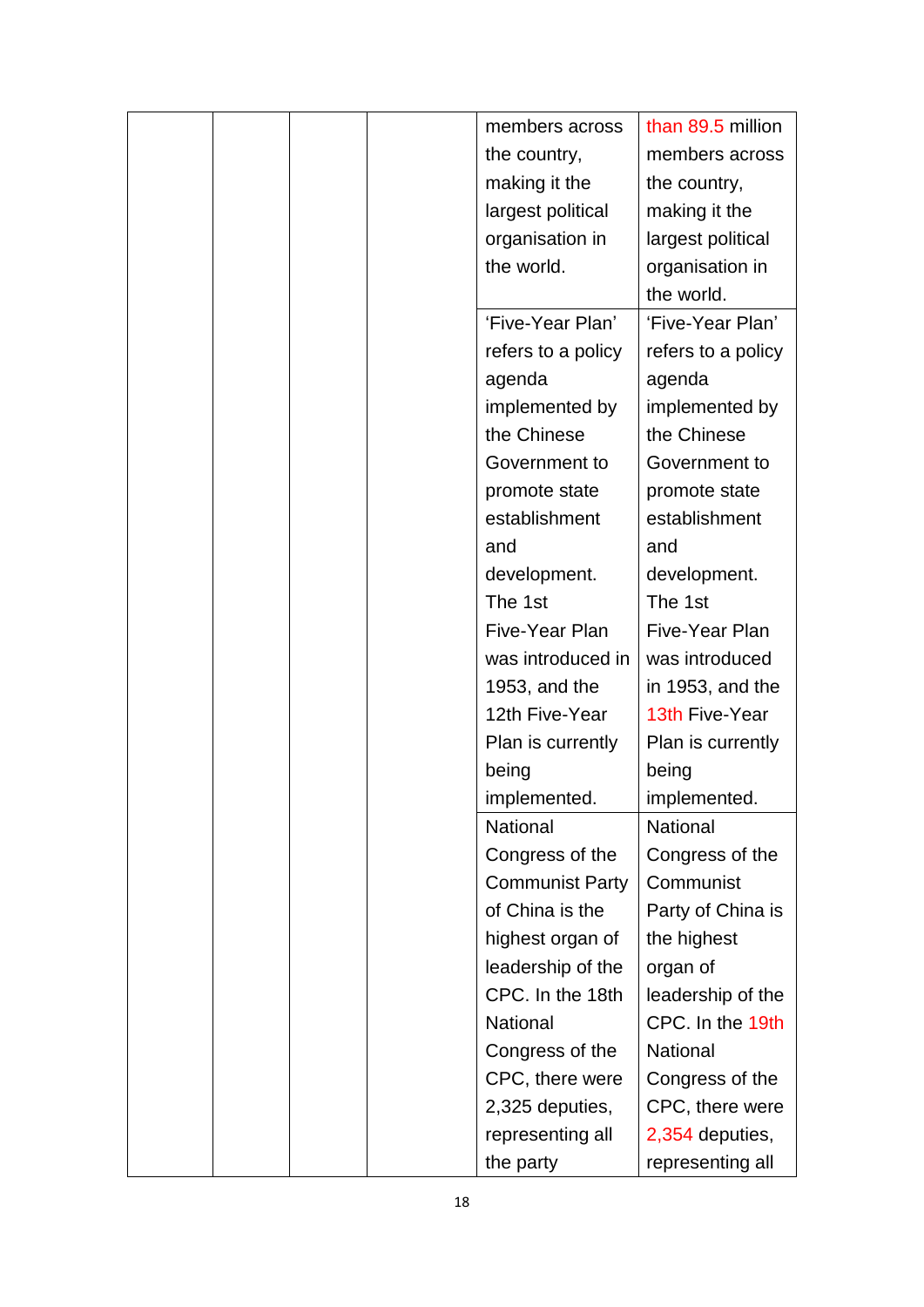|  |  |  |  | members across the country, making it the largest political organisation in the world. | than 89.5 million members across the country, making it the largest political organisation in the world. |
|---|---|---|---|---|---|
|  |  |  |  | 'Five-Year Plan' refers to a policy agenda implemented by the Chinese Government to promote state establishment and development. The 1st Five-Year Plan was introduced in 1953, and the 12th Five-Year Plan is currently being implemented. | 'Five-Year Plan' refers to a policy agenda implemented by the Chinese Government to promote state establishment and development. The 1st Five-Year Plan was introduced in 1953, and the 13th Five-Year Plan is currently being implemented. |
|  |  |  |  | National Congress of the Communist Party of China is the highest organ of leadership of the CPC. In the 18th National Congress of the CPC, there were 2,325 deputies, representing all the party | National Congress of the Communist Party of China is the highest organ of leadership of the CPC. In the 19th National Congress of the CPC, there were 2,354 deputies, representing all |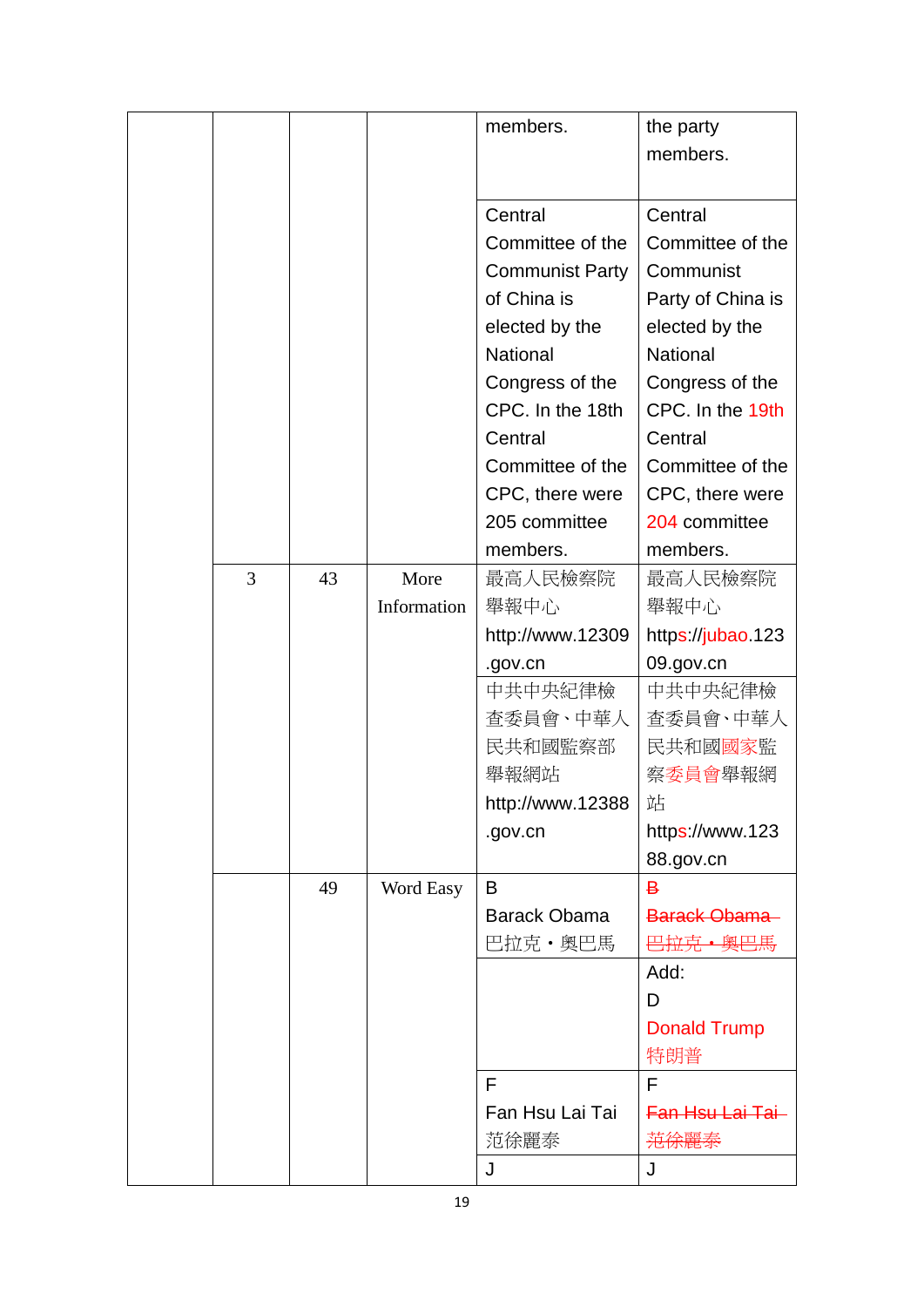| | | | | |
|---|---|---|---|---|
| | | | members. | the party members. |
| | | | Central Committee of the Communist Party of China is elected by the National Congress of the CPC. In the 18th Central Committee of the CPC, there were 205 committee members. | Central Committee of the Communist Party of China is elected by the National Congress of the CPC. In the 19th Central Committee of the CPC, there were 204 committee members. |
| 3 | 43 | More Information | 最高人民檢察院舉報中心 http://www.12309.gov.cn | 最高人民檢察院舉報中心 https://jubao.12309.gov.cn |
| | | | 中共中央紀律檢查委員會、中華人民共和國監察部舉報網站 http://www.12388.gov.cn | 中共中央紀律檢查委員會、中華人民共和國國家監察委員會舉報網站 https://www.12388.gov.cn |
| | 49 | Word Easy | B Barack Obama 巴拉克・奧巴馬 | ~~B Barack Obama 巴拉克・奧巴馬~~ |
| | | | | Add: D Donald Trump 特朗普 |
| | | | F Fan Hsu Lai Tai 范徐麗泰 | F ~~Fan Hsu Lai Tai 范徐麗泰~~ |
| | | | J | J |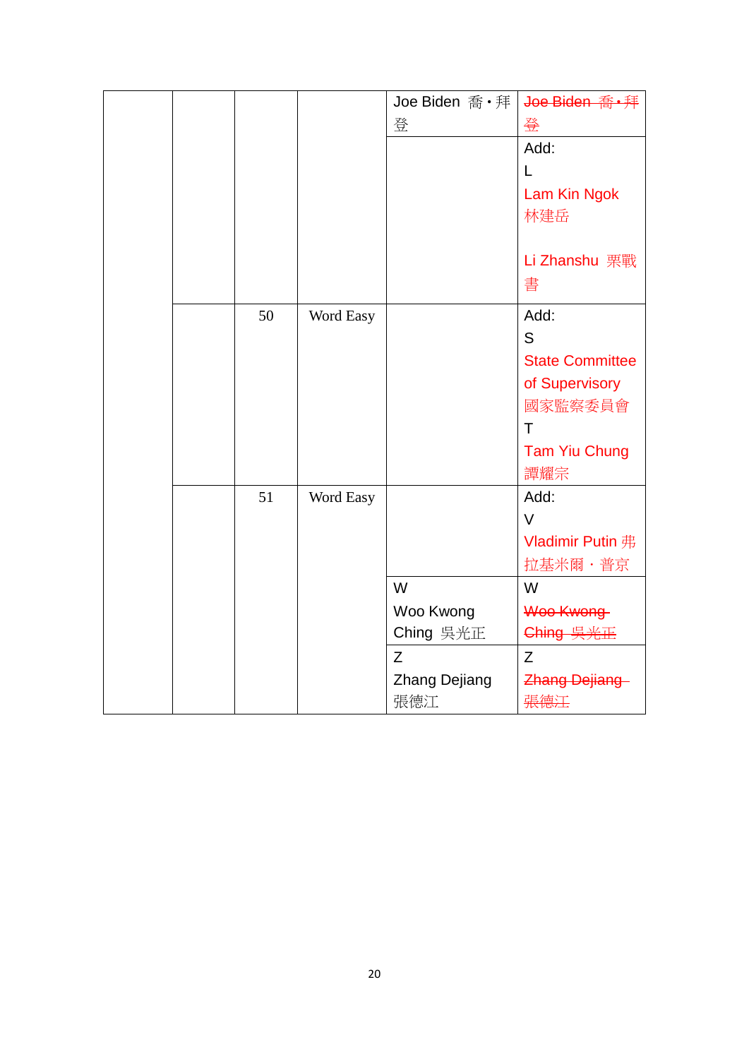| | | | | | |
|---|---|---|---|---|---|
| | | | | Joe Biden 喬・拜登 | ~~Joe Biden 喬・拜登~~ |
| | | | | | Add:<br>L<br>Lam Kin Ngok 林建岳<br><br>Li Zhanshu 栗戰書 |
| | | 50 | Word Easy | | Add:<br>S<br>State Committee of Supervisory 國家監察委員會<br>T<br>Tam Yiu Chung 譚耀宗 |
| | | 51 | Word Easy | | Add:<br>V<br>Vladimir Putin 弗拉基米爾・普京 |
| | | | | W<br>Woo Kwong Ching 吳光正 | W<br>~~Woo Kwong Ching 吳光正~~ |
| | | | | Z<br>Zhang Dejiang 張德江 | Z<br>~~Zhang Dejiang 張德江~~ |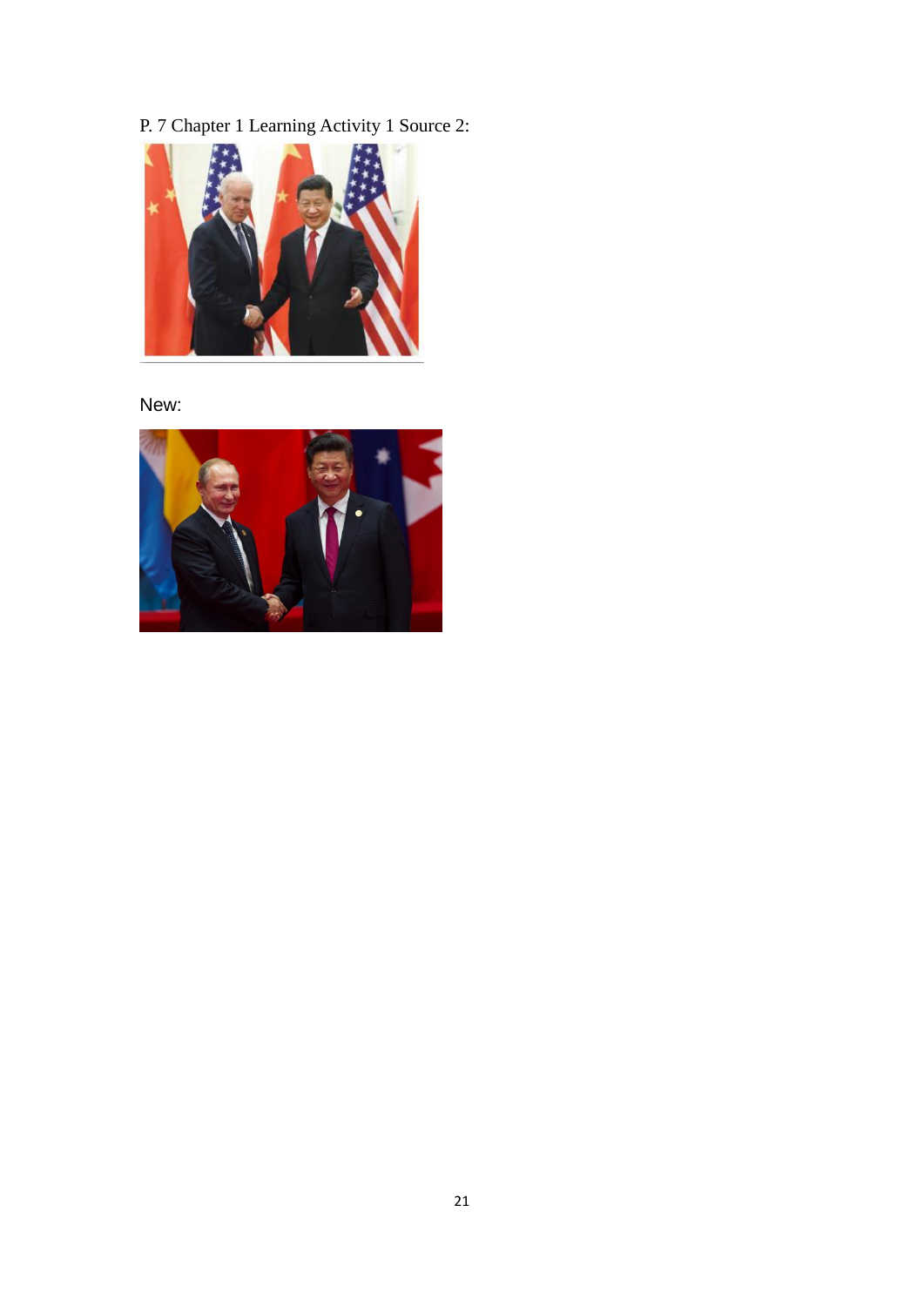P. 7 Chapter 1 Learning Activity 1 Source 2:

New: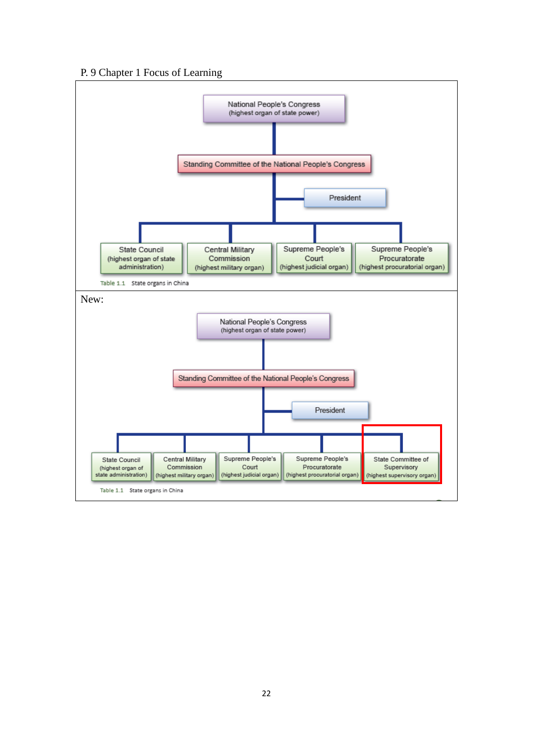P. 9 Chapter 1 Focus of Learning

National People's Congress
(highest organ of state power)

Standing Committee of the National People's Congress

President

State Council
(highest organ of state administration)

Central Military Commission
(highest military organ)

Supreme People's Court
(highest judicial organ)

Supreme People's Procuratorate
(highest procuratorial organ)

Table 1.1 State organs in China

New:

National People's Congress
(highest organ of state power)

Standing Committee of the National People's Congress

President

State Council
(highest organ of state administration)

Central Military Commission
(highest military organ)

Supreme People's Court
(highest judicial organ)

Supreme People's Procuratorate
(highest procuratorial organ)

State Committee of Supervisory
(highest supervisory organ)

Table 1.1 State organs in China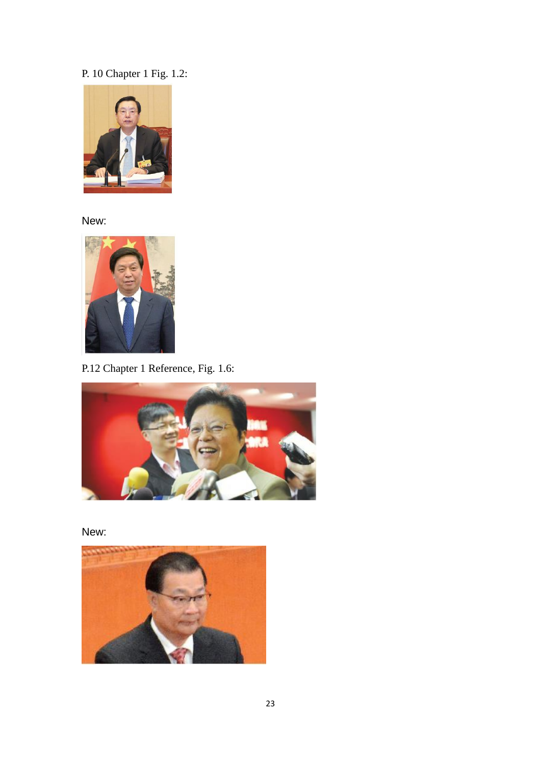P. 10 Chapter 1 Fig. 1.2:

New:

P.12 Chapter 1 Reference, Fig. 1.6:

New: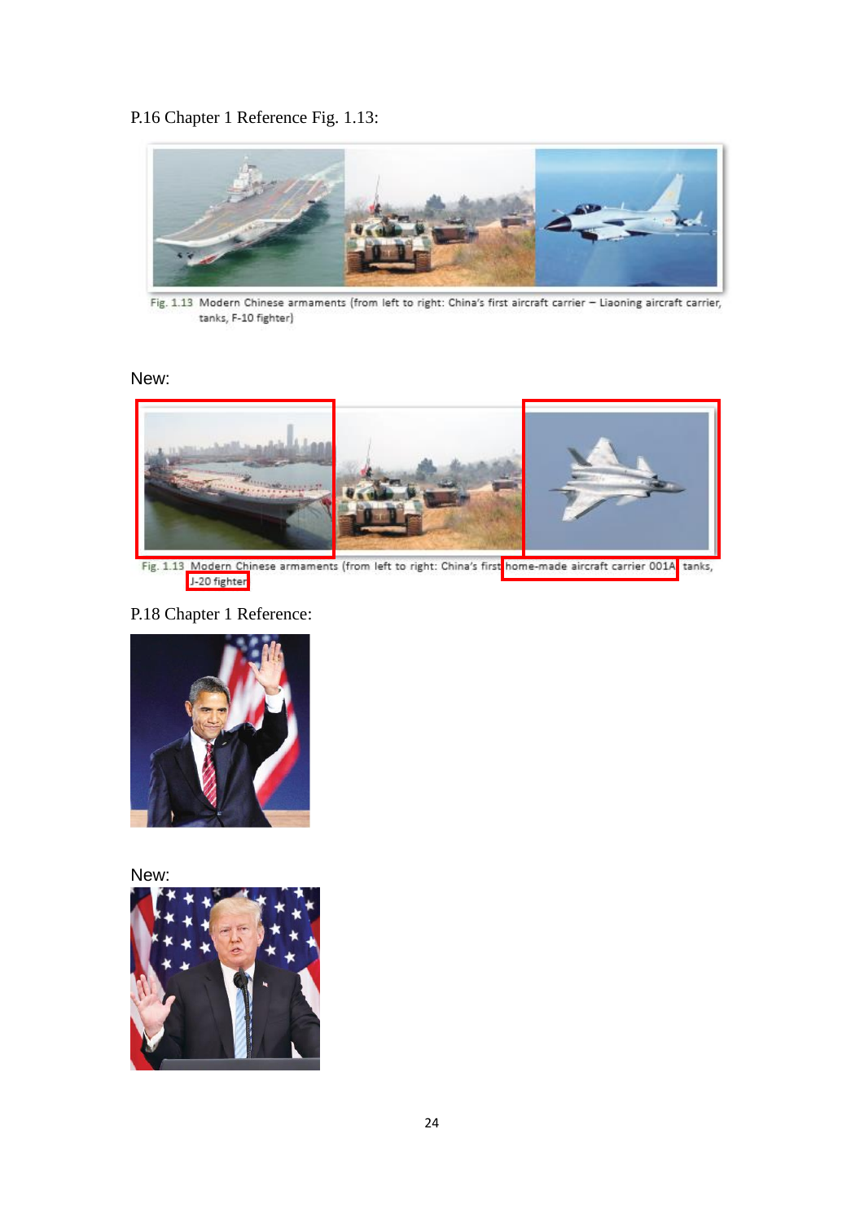P.16 Chapter 1 Reference Fig. 1.13:

Fig. 1.13 Modern Chinese armaments (from left to right: China's first aircraft carrier – Liaoning aircraft carrier, tanks, F-10 fighter)

New:

Fig. 1.13 Modern Chinese armaments (from left to right: China's first home-made aircraft carrier 001A, tanks, J-20 fighter

P.18 Chapter 1 Reference:

New: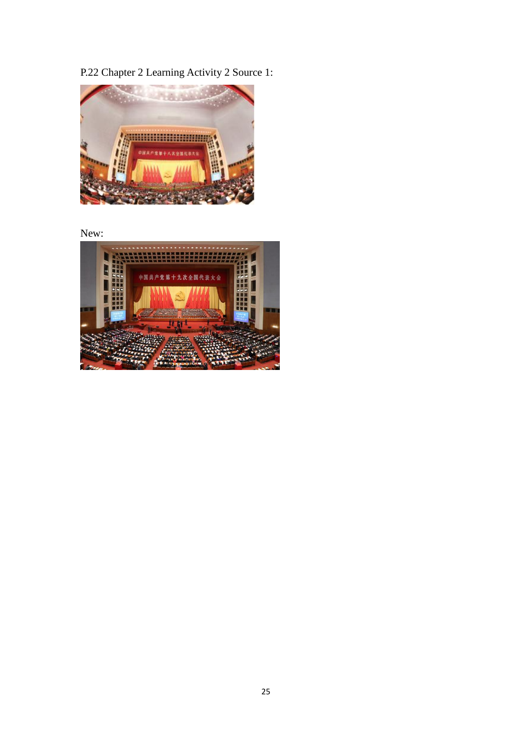P.22 Chapter 2 Learning Activity 2 Source 1:

New: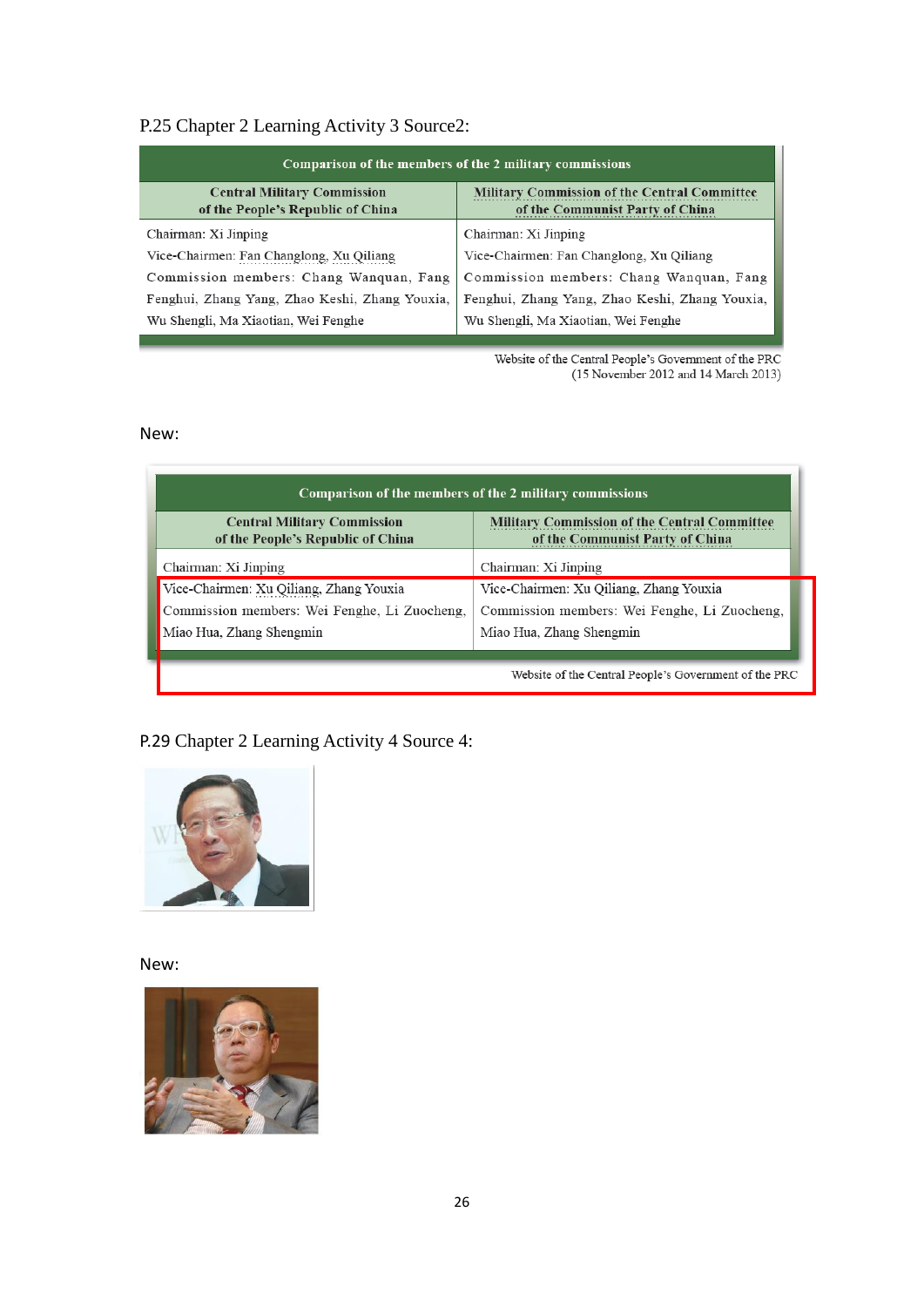P.25 Chapter 2 Learning Activity 3 Source2:

| Comparison of the members of the 2 military commissions | |
|---|---|
| **Central Military Commission of the People's Republic of China** | **Military Commission of the Central Committee of the Communist Party of China** |
| Chairman: Xi Jinping<br>Vice-Chairmen: Fan Changlong, Xu Qiliang<br>Commission members: Chang Wanquan, Fang Fenghui, Zhang Yang, Zhao Keshi, Zhang Youxia, Wu Shengli, Ma Xiaotian, Wei Fenghe | Chairman: Xi Jinping<br>Vice-Chairmen: Fan Changlong, Xu Qiliang<br>Commission members: Chang Wanquan, Fang Fenghui, Zhang Yang, Zhao Keshi, Zhang Youxia, Wu Shengli, Ma Xiaotian, Wei Fenghe |

Website of the Central People's Government of the PRC
(15 November 2012 and 14 March 2013)

New:

| Comparison of the members of the 2 military commissions | |
|---|---|
| **Central Military Commission of the People's Republic of China** | **Military Commission of the Central Committee of the Communist Party of China** |
| Chairman: Xi Jinping<br>Vice-Chairmen: Xu Qiliang, Zhang Youxia<br>Commission members: Wei Fenghe, Li Zuocheng, Miao Hua, Zhang Shengmin | Chairman: Xi Jinping<br>Vice-Chairmen: Xu Qiliang, Zhang Youxia<br>Commission members: Wei Fenghe, Li Zuocheng, Miao Hua, Zhang Shengmin |

Website of the Central People's Government of the PRC

P.29 Chapter 2 Learning Activity 4 Source 4:

New: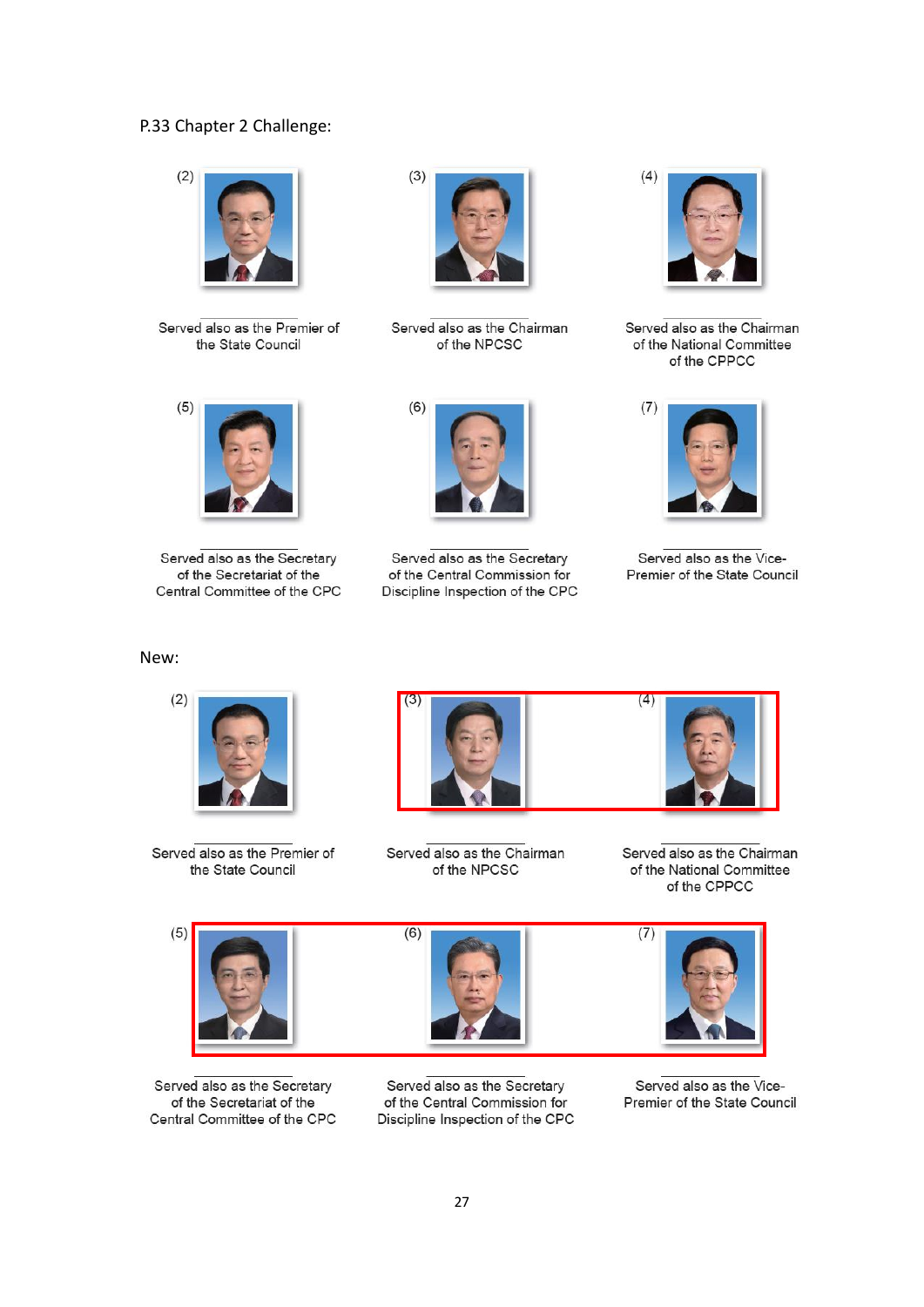P.33 Chapter 2 Challenge:

(2)

Served also as the Premier of the State Council

(3)

Served also as the Chairman of the NPCSC

(4)

Served also as the Chairman of the National Committee of the CPPCC

(5)

Served also as the Secretary of the Secretariat of the Central Committee of the CPC

(6)

Served also as the Secretary of the Central Commission for Discipline Inspection of the CPC

(7)

Served also as the Vice-Premier of the State Council

New:

(2)

Served also as the Premier of the State Council

(3)

Served also as the Chairman of the NPCSC

(4)

Served also as the Chairman of the National Committee of the CPPCC

(5)

Served also as the Secretary of the Secretariat of the Central Committee of the CPC

(6)

Served also as the Secretary of the Central Commission for Discipline Inspection of the CPC

(7)

Served also as the Vice-Premier of the State Council